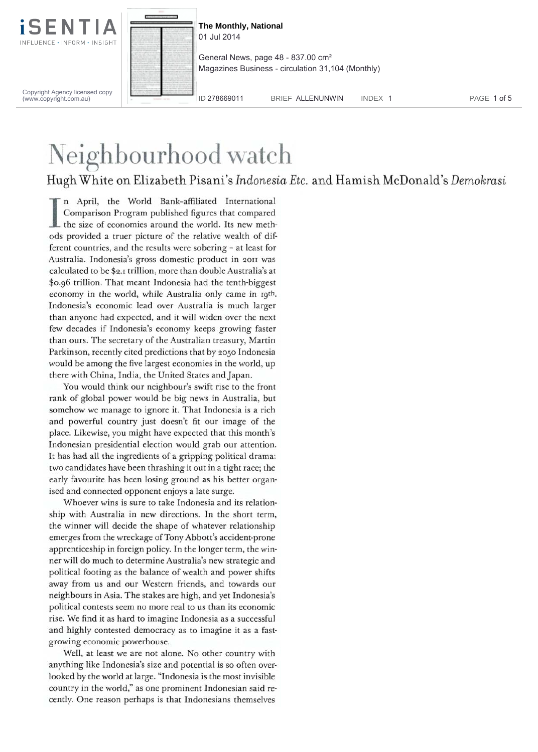# Neighbourhood watch

## Hugh White on Elizabeth Pisani's *Indonesia Etc.* and Hamish McDonald's *Demokrasi*

In April, the World Bank-affiliated International Comparison Program published figures that compared the size of economies around the world. Its new methods provided a truer picture of the relative wealth of different countries, and the results were sobering – at least for Australia. Indonesia's gross domestic product in 2011 was calculated to be $2.1 trillion, more than double Australia's at $0.96 trillion. That meant Indonesia had the tenth-biggest economy in the world, while Australia only came in 19th. Indonesia's economic lead over Australia is much larger than anyone had expected, and it will widen over the next few decades if Indonesia's economy keeps growing faster than ours. The secretary of the Australian treasury, Martin Parkinson, recently cited predictions that by 2050 Indonesia would be among the five largest economies in the world, up there with China, India, the United States and Japan.

You would think our neighbour's swift rise to the front rank of global power would be big news in Australia, but somehow we manage to ignore it. That Indonesia is a rich and powerful country just doesn't fit our image of the place. Likewise, you might have expected that this month's Indonesian presidential election would grab our attention. It has had all the ingredients of a gripping political drama: two candidates have been thrashing it out in a tight race; the early favourite has been losing ground as his better organised and connected opponent enjoys a late surge.

Whoever wins is sure to take Indonesia and its relationship with Australia in new directions. In the short term, the winner will decide the shape of whatever relationship emerges from the wreckage of Tony Abbott's accident-prone apprenticeship in foreign policy. In the longer term, the winner will do much to determine Australia's new strategic and political footing as the balance of wealth and power shifts away from us and our Western friends, and towards our neighbours in Asia. The stakes are high, and yet Indonesia's political contests seem no more real to us than its economic rise. We find it as hard to imagine Indonesia as a successful and highly contested democracy as to imagine it as a fast-growing economic powerhouse.

Well, at least we are not alone. No other country with anything like Indonesia's size and potential is so often overlooked by the world at large. "Indonesia is the most invisible country in the world," as one prominent Indonesian said recently. One reason perhaps is that Indonesians themselves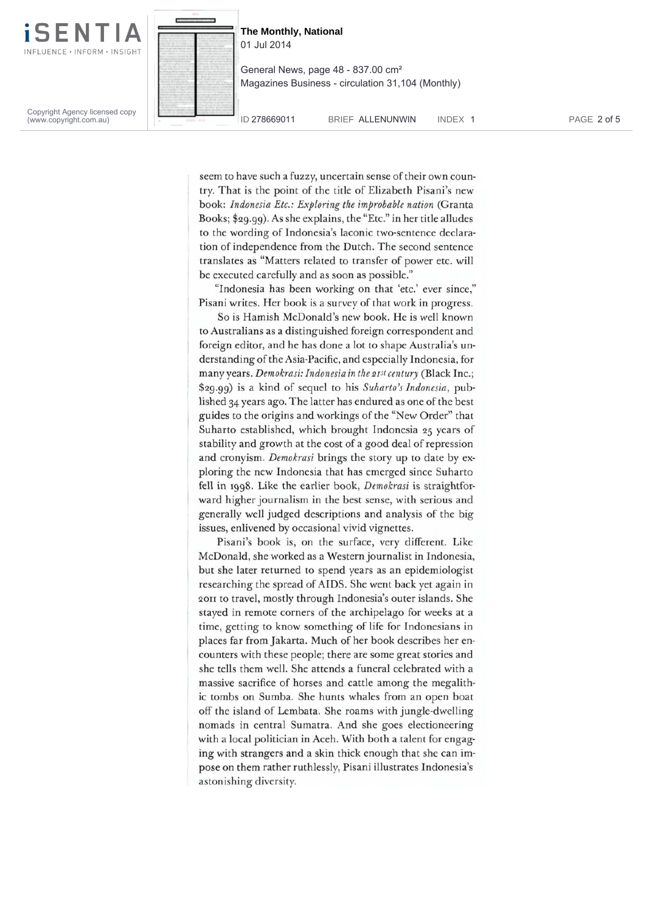seem to have such a fuzzy, uncertain sense of their own country. That is the point of the title of Elizabeth Pisani's new book: *Indonesia Etc.: Exploring the improbable nation* (Granta Books; $29.99). As she explains, the "Etc." in her title alludes to the wording of Indonesia's laconic two-sentence declaration of independence from the Dutch. The second sentence translates as "Matters related to transfer of power etc. will be executed carefully and as soon as possible."

"Indonesia has been working on that 'etc.' ever since," Pisani writes. Her book is a survey of that work in progress.

So is Hamish McDonald's new book. He is well known to Australians as a distinguished foreign correspondent and foreign editor, and he has done a lot to shape Australia's understanding of the Asia-Pacific, and especially Indonesia, for many years. *Demokrasi: Indonesia in the 21st century* (Black Inc.; $29.99) is a kind of sequel to his *Suharto's Indonesia*, published 34 years ago. The latter has endured as one of the best guides to the origins and workings of the "New Order" that Suharto established, which brought Indonesia 25 years of stability and growth at the cost of a good deal of repression and cronyism. *Demokrasi* brings the story up to date by exploring the new Indonesia that has emerged since Suharto fell in 1998. Like the earlier book, *Demokrasi* is straightforward higher journalism in the best sense, with serious and generally well judged descriptions and analysis of the big issues, enlivened by occasional vivid vignettes.

Pisani's book is, on the surface, very different. Like McDonald, she worked as a Western journalist in Indonesia, but she later returned to spend years as an epidemiologist researching the spread of AIDS. She went back yet again in 2011 to travel, mostly through Indonesia's outer islands. She stayed in remote corners of the archipelago for weeks at a time, getting to know something of life for Indonesians in places far from Jakarta. Much of her book describes her encounters with these people; there are some great stories and she tells them well. She attends a funeral celebrated with a massive sacrifice of horses and cattle among the megalithic tombs on Sumba. She hunts whales from an open boat off the island of Lembata. She roams with jungle-dwelling nomads in central Sumatra. And she goes electioneering with a local politician in Aceh. With both a talent for engaging with strangers and a skin thick enough that she can impose on them rather ruthlessly, Pisani illustrates Indonesia's astonishing diversity.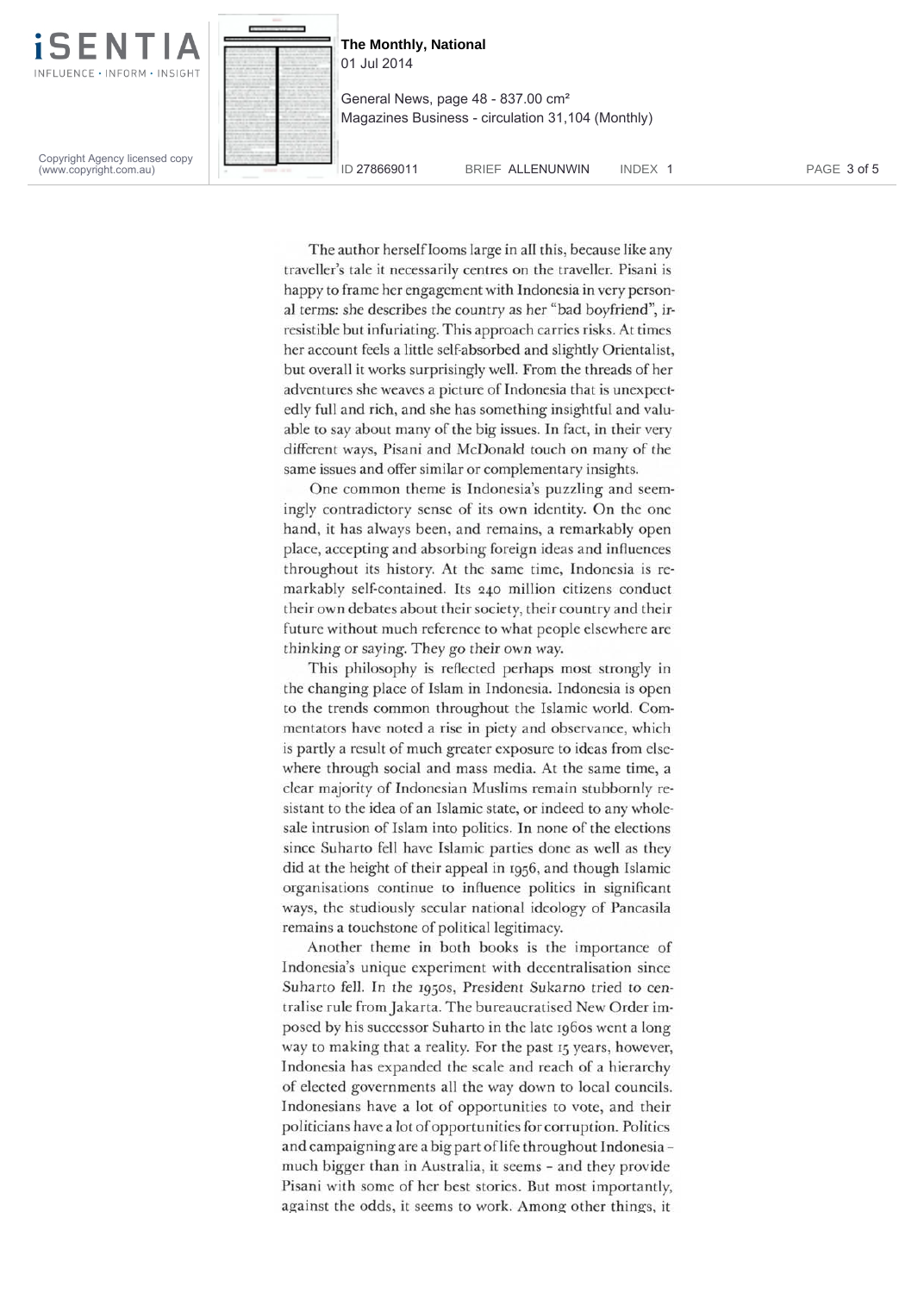The author herself looms large in all this, because like any traveller's tale it necessarily centres on the traveller. Pisani is happy to frame her engagement with Indonesia in very personal terms: she describes the country as her "bad boyfriend", irresistible but infuriating. This approach carries risks. At times her account feels a little self-absorbed and slightly Orientalist, but overall it works surprisingly well. From the threads of her adventures she weaves a picture of Indonesia that is unexpectedly full and rich, and she has something insightful and valuable to say about many of the big issues. In fact, in their very different ways, Pisani and McDonald touch on many of the same issues and offer similar or complementary insights.

One common theme is Indonesia's puzzling and seemingly contradictory sense of its own identity. On the one hand, it has always been, and remains, a remarkably open place, accepting and absorbing foreign ideas and influences throughout its history. At the same time, Indonesia is remarkably self-contained. Its 240 million citizens conduct their own debates about their society, their country and their future without much reference to what people elsewhere are thinking or saying. They go their own way.

This philosophy is reflected perhaps most strongly in the changing place of Islam in Indonesia. Indonesia is open to the trends common throughout the Islamic world. Commentators have noted a rise in piety and observance, which is partly a result of much greater exposure to ideas from elsewhere through social and mass media. At the same time, a clear majority of Indonesian Muslims remain stubbornly resistant to the idea of an Islamic state, or indeed to any wholesale intrusion of Islam into politics. In none of the elections since Suharto fell have Islamic parties done as well as they did at the height of their appeal in 1956, and though Islamic organisations continue to influence politics in significant ways, the studiously secular national ideology of Pancasila remains a touchstone of political legitimacy.

Another theme in both books is the importance of Indonesia's unique experiment with decentralisation since Suharto fell. In the 1950s, President Sukarno tried to centralise rule from Jakarta. The bureaucratised New Order imposed by his successor Suharto in the late 1960s went a long way to making that a reality. For the past 15 years, however, Indonesia has expanded the scale and reach of a hierarchy of elected governments all the way down to local councils. Indonesians have a lot of opportunities to vote, and their politicians have a lot of opportunities for corruption. Politics and campaigning are a big part of life throughout Indonesia – much bigger than in Australia, it seems – and they provide Pisani with some of her best stories. But most importantly, against the odds, it seems to work. Among other things, it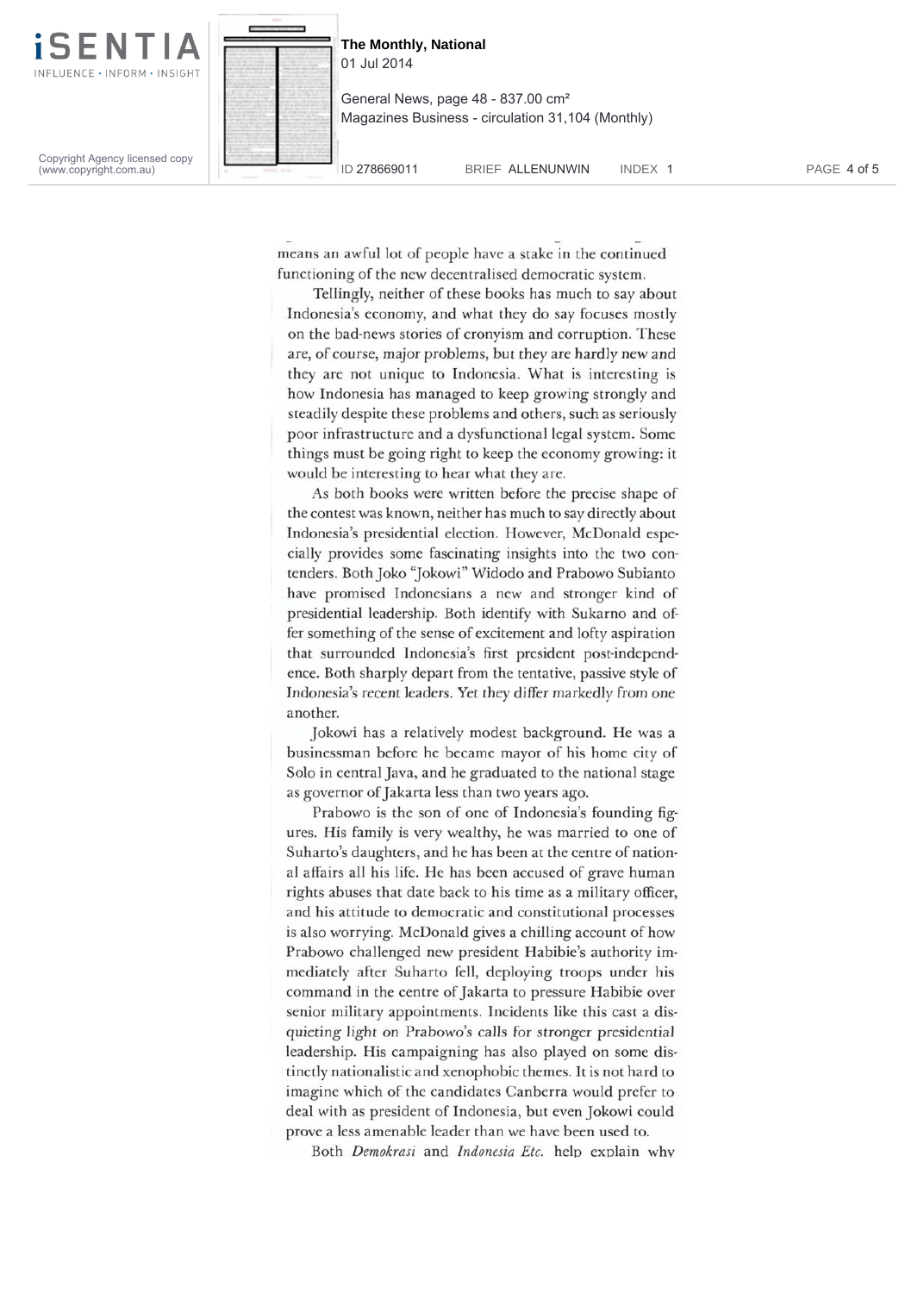means an awful lot of people have a stake in the continued functioning of the new decentralised democratic system.

Tellingly, neither of these books has much to say about Indonesia's economy, and what they do say focuses mostly on the bad-news stories of cronyism and corruption. These are, of course, major problems, but they are hardly new and they are not unique to Indonesia. What is interesting is how Indonesia has managed to keep growing strongly and steadily despite these problems and others, such as seriously poor infrastructure and a dysfunctional legal system. Some things must be going right to keep the economy growing: it would be interesting to hear what they are.

As both books were written before the precise shape of the contest was known, neither has much to say directly about Indonesia's presidential election. However, McDonald especially provides some fascinating insights into the two contenders. Both Joko "Jokowi" Widodo and Prabowo Subianto have promised Indonesians a new and stronger kind of presidential leadership. Both identify with Sukarno and offer something of the sense of excitement and lofty aspiration that surrounded Indonesia's first president post-independence. Both sharply depart from the tentative, passive style of Indonesia's recent leaders. Yet they differ markedly from one another.

Jokowi has a relatively modest background. He was a businessman before he became mayor of his home city of Solo in central Java, and he graduated to the national stage as governor of Jakarta less than two years ago.

Prabowo is the son of one of Indonesia's founding figures. His family is very wealthy, he was married to one of Suharto's daughters, and he has been at the centre of national affairs all his life. He has been accused of grave human rights abuses that date back to his time as a military officer, and his attitude to democratic and constitutional processes is also worrying. McDonald gives a chilling account of how Prabowo challenged new president Habibie's authority immediately after Suharto fell, deploying troops under his command in the centre of Jakarta to pressure Habibie over senior military appointments. Incidents like this cast a disquieting light on Prabowo's calls for stronger presidential leadership. His campaigning has also played on some distinctly nationalistic and xenophobic themes. It is not hard to imagine which of the candidates Canberra would prefer to deal with as president of Indonesia, but even Jokowi could prove a less amenable leader than we have been used to.

Both *Demokrasi* and *Indonesia Etc.* help explain why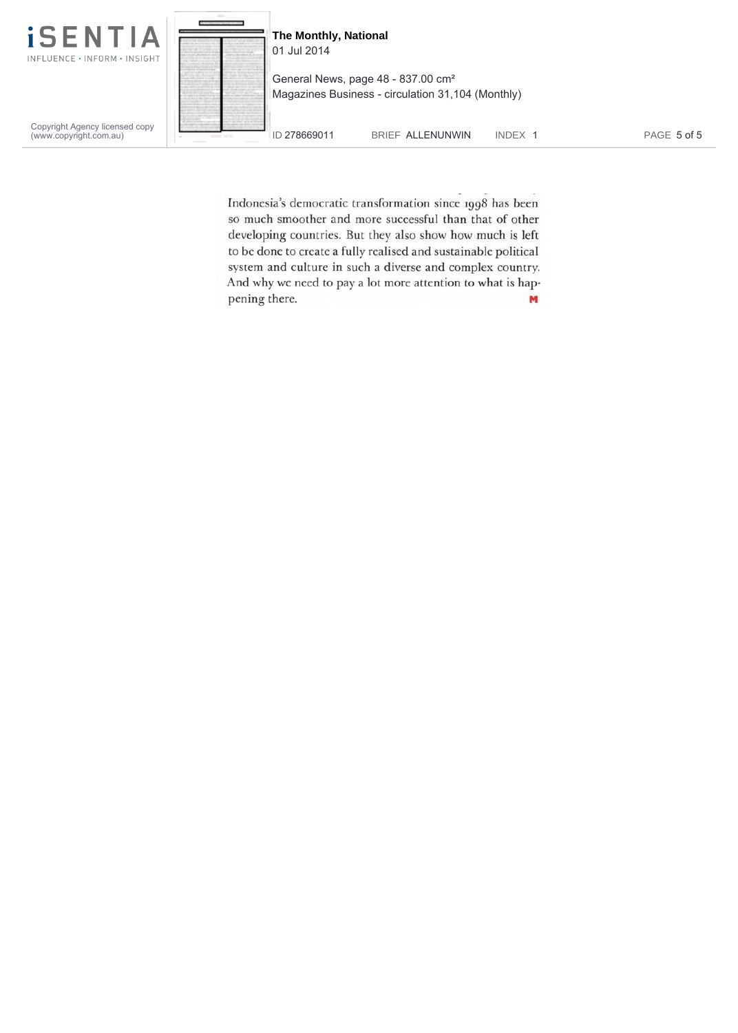Indonesia's democratic transformation since 1998 has been so much smoother and more successful than that of other developing countries. But they also show how much is left to be done to create a fully realised and sustainable political system and culture in such a diverse and complex country. And why we need to pay a lot more attention to what is happening there. M